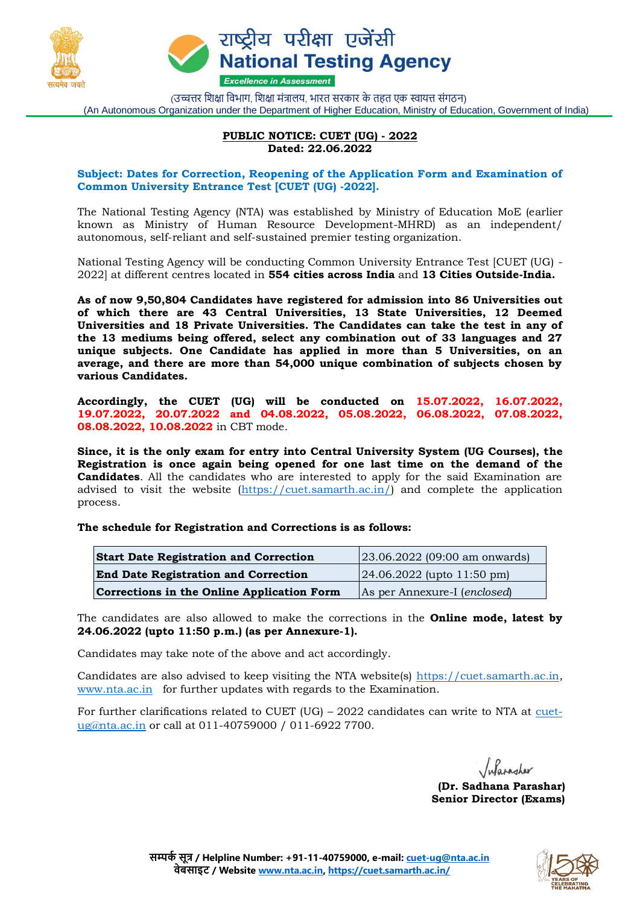राष्ट्रीय परीक्षा एजेंसी

**National Testing Agency**

*Excellence in Assessment*

(उच्चत्तर शिक्षा विभाग, शिक्षा मंत्रालय, भारत सरकार के तहत एक स्वायत्त संगठन)

(An Autonomous Organization under the Department of Higher Education, Ministry of Education, Government of India)

**PUBLIC NOTICE: CUET (UG) - 2022**
**Dated: 22.06.2022**

**Subject: Dates for Correction, Reopening of the Application Form and Examination of Common University Entrance Test [CUET (UG) -2022].**

The National Testing Agency (NTA) was established by Ministry of Education MoE (earlier known as Ministry of Human Resource Development-MHRD) as an independent/ autonomous, self-reliant and self-sustained premier testing organization.

National Testing Agency will be conducting Common University Entrance Test [CUET (UG) - 2022] at different centres located in **554 cities across India** and **13 Cities Outside-India.**

**As of now 9,50,804 Candidates have registered for admission into 86 Universities out of which there are 43 Central Universities, 13 State Universities, 12 Deemed Universities and 18 Private Universities. The Candidates can take the test in any of the 13 mediums being offered, select any combination out of 33 languages and 27 unique subjects. One Candidate has applied in more than 5 Universities, on an average, and there are more than 54,000 unique combination of subjects chosen by various Candidates.**

**Accordingly, the CUET (UG) will be conducted on 15.07.2022, 16.07.2022, 19.07.2022, 20.07.2022 and 04.08.2022, 05.08.2022, 06.08.2022, 07.08.2022, 08.08.2022, 10.08.2022** in CBT mode.

**Since, it is the only exam for entry into Central University System (UG Courses), the Registration is once again being opened for one last time on the demand of the Candidates**. All the candidates who are interested to apply for the said Examination are advised to visit the website (https://cuet.samarth.ac.in/) and complete the application process.

**The schedule for Registration and Corrections is as follows:**

| **Start Date Registration and Correction** | 23.06.2022 (09:00 am onwards) |
|---|---|
| **End Date Registration and Correction** | 24.06.2022 (upto 11:50 pm) |
| **Corrections in the Online Application Form** | As per Annexure-I (*enclosed*) |

The candidates are also allowed to make the corrections in the **Online mode, latest by 24.06.2022 (upto 11:50 p.m.) (as per Annexure-1).**

Candidates may take note of the above and act accordingly.

Candidates are also advised to keep visiting the NTA website(s) https://cuet.samarth.ac.in, www.nta.ac.in for further updates with regards to the Examination.

For further clarifications related to CUET (UG) – 2022 candidates can write to NTA at cuet-ug@nta.ac.in or call at 011-40759000 / 011-6922 7700.

**(Dr. Sadhana Parashar)**
**Senior Director (Exams)**

**सम्पर्क सूत्र / Helpline Number: +91-11-40759000, e-mail: cuet-ug@nta.ac.in**
**वेबसाइट / Website www.nta.ac.in, https://cuet.samarth.ac.in/**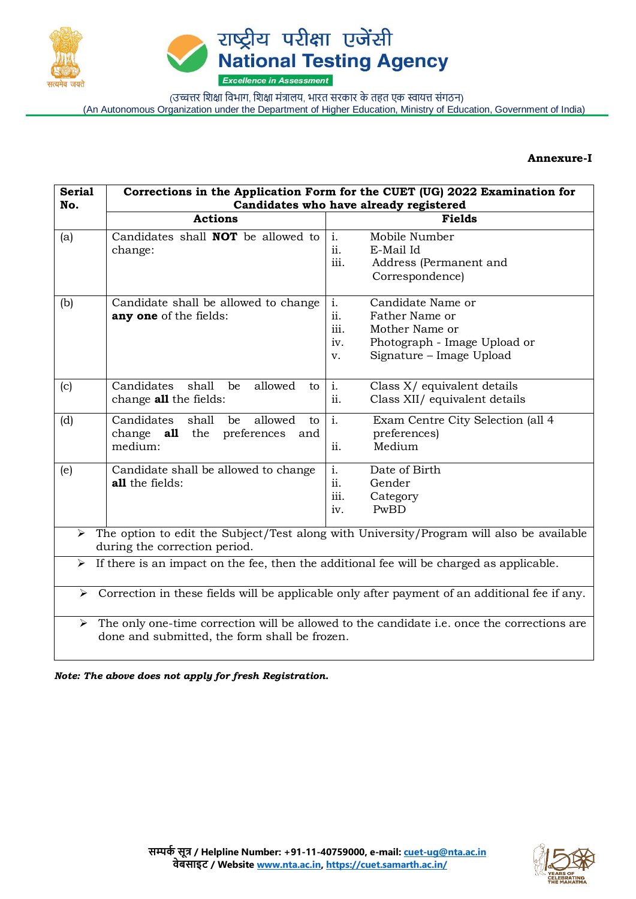राष्ट्रीय परीक्षा एजेंसी
**National Testing Agency**
*Excellence in Assessment*

(उच्चतर शिक्षा विभाग, शिक्षा मंत्रालय, भारत सरकार के तहत एक स्वायत्त संगठन)
(An Autonomous Organization under the Department of Higher Education, Ministry of Education, Government of India)

**Annexure-I**

| **Serial No.** | **Corrections in the Application Form for the CUET (UG) 2022 Examination for Candidates who have already registered** | |
|---|---|---|
| | **Actions** | **Fields** |
| (a) | Candidates shall **NOT** be allowed to change: | i. Mobile Number<br>ii. E-Mail Id<br>iii. Address (Permanent and Correspondence) |
| (b) | Candidate shall be allowed to change **any one** of the fields: | i. Candidate Name or<br>ii. Father Name or<br>iii. Mother Name or<br>iv. Photograph - Image Upload or<br>v. Signature – Image Upload |
| (c) | Candidates shall be allowed to change **all** the fields: | i. Class X/ equivalent details<br>ii. Class XII/ equivalent details |
| (d) | Candidates shall be allowed to change **all** the preferences and medium: | i. Exam Centre City Selection (all 4 preferences)<br>ii. Medium |
| (e) | Candidate shall be allowed to change **all** the fields: | i. Date of Birth<br>ii. Gender<br>iii. Category<br>iv. PwBD |

- The option to edit the Subject/Test along with University/Program will also be available during the correction period.
- If there is an impact on the fee, then the additional fee will be charged as applicable.
- Correction in these fields will be applicable only after payment of an additional fee if any.
- The only one-time correction will be allowed to the candidate i.e. once the corrections are done and submitted, the form shall be frozen.

***Note: The above does not apply for fresh Registration.***

**सम्पर्क सूत्र / Helpline Number: +91-11-40759000, e-mail: cuet-ug@nta.ac.in**
**वेबसाइट / Website www.nta.ac.in, https://cuet.samarth.ac.in/**